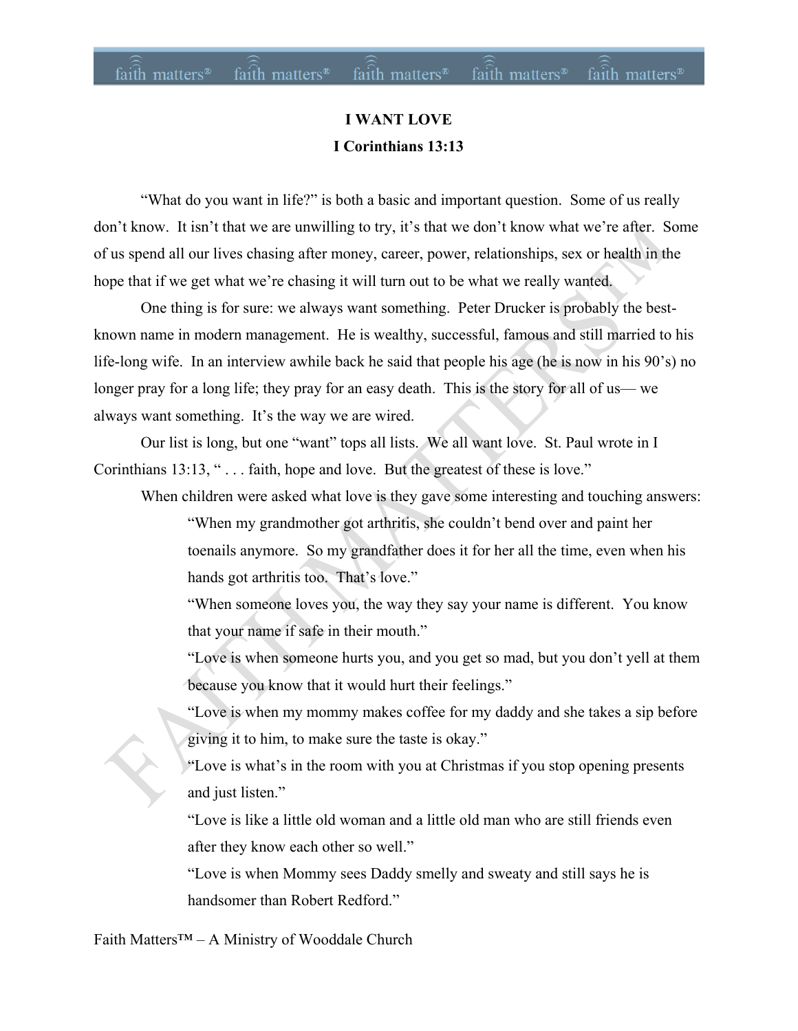# I WANT LOVE

## I Corinthians 13:13

"What do you want in life?" is both a basic and important question. Some of us really don't know. It isn't that we are unwilling to try, it's that we don't know what we're after. Some of us spend all our lives chasing after money, career, power, relationships, sex or health in the hope that if we get what we're chasing it will turn out to be what we really wanted.

One thing is for sure: we always want something. Peter Drucker is probably the best-known name in modern management. He is wealthy, successful, famous and still married to his life-long wife. In an interview awhile back he said that people his age (he is now in his 90's) no longer pray for a long life; they pray for an easy death. This is the story for all of us— we always want something. It's the way we are wired.

Our list is long, but one "want" tops all lists. We all want love. St. Paul wrote in I Corinthians 13:13, " . . . faith, hope and love. But the greatest of these is love."

When children were asked what love is they gave some interesting and touching answers:

> "When my grandmother got arthritis, she couldn't bend over and paint her toenails anymore. So my grandfather does it for her all the time, even when his hands got arthritis too. That's love."
>
> "When someone loves you, the way they say your name is different. You know that your name if safe in their mouth."
>
> "Love is when someone hurts you, and you get so mad, but you don't yell at them because you know that it would hurt their feelings."
>
> "Love is when my mommy makes coffee for my daddy and she takes a sip before giving it to him, to make sure the taste is okay."
>
> "Love is what's in the room with you at Christmas if you stop opening presents and just listen."
>
> "Love is like a little old woman and a little old man who are still friends even after they know each other so well."
>
> "Love is when Mommy sees Daddy smelly and sweaty and still says he is handsomer than Robert Redford."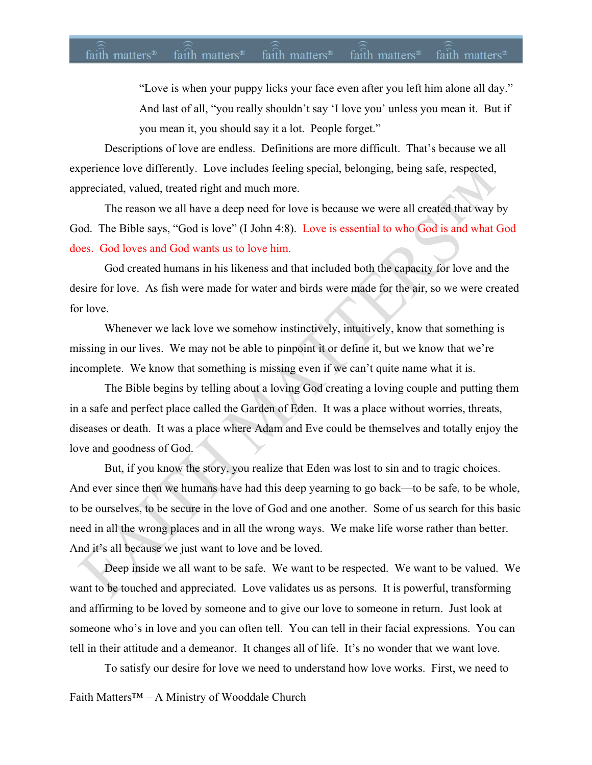"Love is when your puppy licks your face even after you left him alone all day." And last of all, "you really shouldn't say 'I love you' unless you mean it. But if you mean it, you should say it a lot. People forget."

Descriptions of love are endless. Definitions are more difficult. That's because we all experience love differently. Love includes feeling special, belonging, being safe, respected, appreciated, valued, treated right and much more.

The reason we all have a deep need for love is because we were all created that way by God. The Bible says, "God is love" (I John 4:8). Love is essential to who God is and what God does. God loves and God wants us to love him.

God created humans in his likeness and that included both the capacity for love and the desire for love. As fish were made for water and birds were made for the air, so we were created for love.

Whenever we lack love we somehow instinctively, intuitively, know that something is missing in our lives. We may not be able to pinpoint it or define it, but we know that we're incomplete. We know that something is missing even if we can't quite name what it is.

The Bible begins by telling about a loving God creating a loving couple and putting them in a safe and perfect place called the Garden of Eden. It was a place without worries, threats, diseases or death. It was a place where Adam and Eve could be themselves and totally enjoy the love and goodness of God.

But, if you know the story, you realize that Eden was lost to sin and to tragic choices. And ever since then we humans have had this deep yearning to go back—to be safe, to be whole, to be ourselves, to be secure in the love of God and one another. Some of us search for this basic need in all the wrong places and in all the wrong ways. We make life worse rather than better. And it's all because we just want to love and be loved.

Deep inside we all want to be safe. We want to be respected. We want to be valued. We want to be touched and appreciated. Love validates us as persons. It is powerful, transforming and affirming to be loved by someone and to give our love to someone in return. Just look at someone who's in love and you can often tell. You can tell in their facial expressions. You can tell in their attitude and a demeanor. It changes all of life. It's no wonder that we want love.

To satisfy our desire for love we need to understand how love works. First, we need to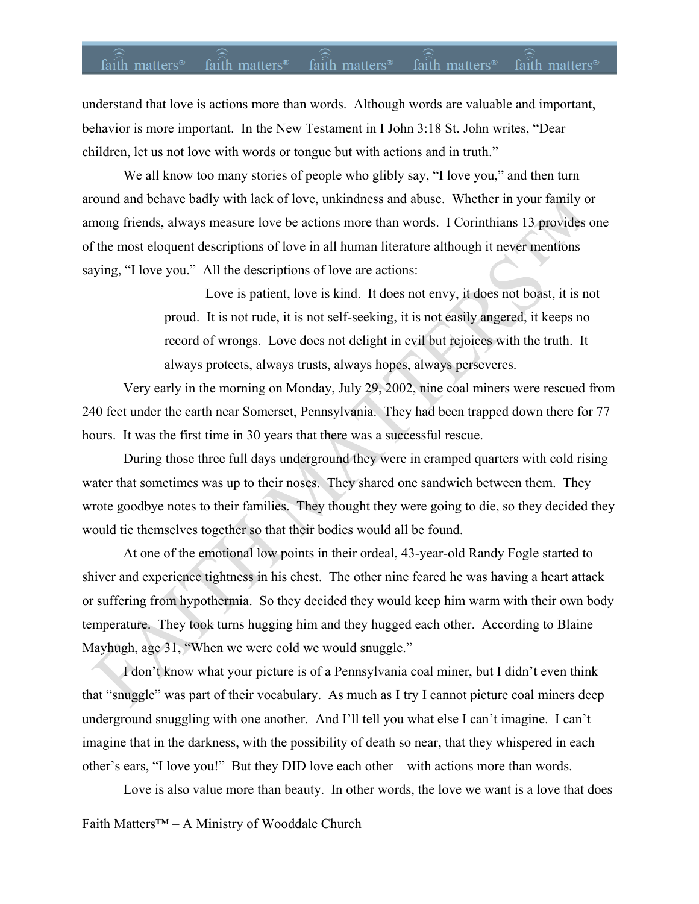understand that love is actions more than words. Although words are valuable and important, behavior is more important. In the New Testament in I John 3:18 St. John writes, "Dear children, let us not love with words or tongue but with actions and in truth."

We all know too many stories of people who glibly say, "I love you," and then turn around and behave badly with lack of love, unkindness and abuse. Whether in your family or among friends, always measure love be actions more than words. I Corinthians 13 provides one of the most eloquent descriptions of love in all human literature although it never mentions saying, "I love you." All the descriptions of love are actions:

> Love is patient, love is kind. It does not envy, it does not boast, it is not proud. It is not rude, it is not self-seeking, it is not easily angered, it keeps no record of wrongs. Love does not delight in evil but rejoices with the truth. It always protects, always trusts, always hopes, always perseveres.

Very early in the morning on Monday, July 29, 2002, nine coal miners were rescued from 240 feet under the earth near Somerset, Pennsylvania. They had been trapped down there for 77 hours. It was the first time in 30 years that there was a successful rescue.

During those three full days underground they were in cramped quarters with cold rising water that sometimes was up to their noses. They shared one sandwich between them. They wrote goodbye notes to their families. They thought they were going to die, so they decided they would tie themselves together so that their bodies would all be found.

At one of the emotional low points in their ordeal, 43-year-old Randy Fogle started to shiver and experience tightness in his chest. The other nine feared he was having a heart attack or suffering from hypothermia. So they decided they would keep him warm with their own body temperature. They took turns hugging him and they hugged each other. According to Blaine Mayhugh, age 31, "When we were cold we would snuggle."

I don't know what your picture is of a Pennsylvania coal miner, but I didn't even think that "snuggle" was part of their vocabulary. As much as I try I cannot picture coal miners deep underground snuggling with one another. And I'll tell you what else I can't imagine. I can't imagine that in the darkness, with the possibility of death so near, that they whispered in each other's ears, "I love you!" But they DID love each other—with actions more than words.

Love is also value more than beauty. In other words, the love we want is a love that does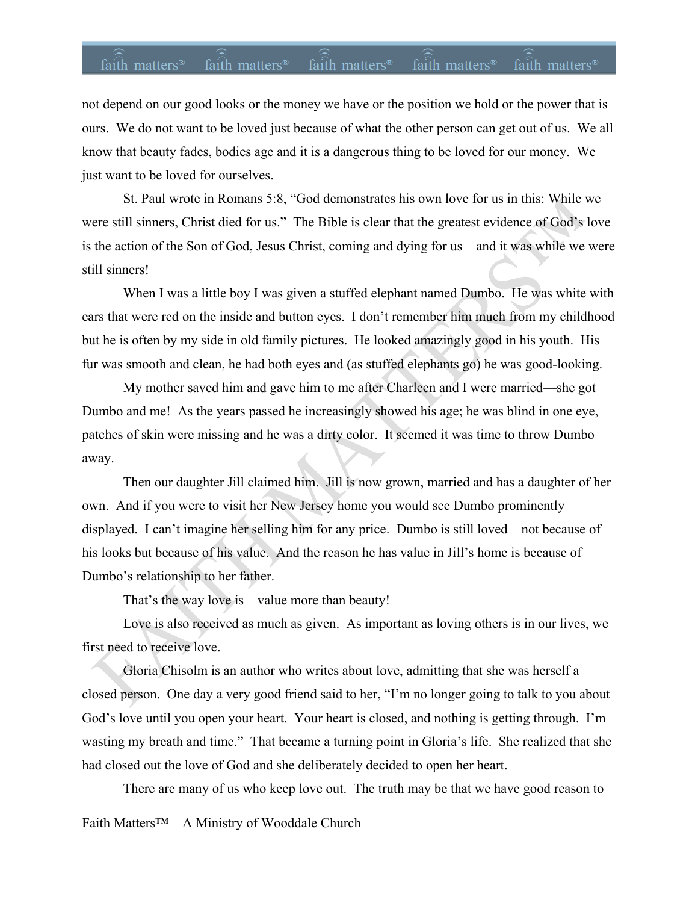not depend on our good looks or the money we have or the position we hold or the power that is ours. We do not want to be loved just because of what the other person can get out of us. We all know that beauty fades, bodies age and it is a dangerous thing to be loved for our money. We just want to be loved for ourselves.

St. Paul wrote in Romans 5:8, "God demonstrates his own love for us in this: While we were still sinners, Christ died for us." The Bible is clear that the greatest evidence of God's love is the action of the Son of God, Jesus Christ, coming and dying for us—and it was while we were still sinners!

When I was a little boy I was given a stuffed elephant named Dumbo. He was white with ears that were red on the inside and button eyes. I don't remember him much from my childhood but he is often by my side in old family pictures. He looked amazingly good in his youth. His fur was smooth and clean, he had both eyes and (as stuffed elephants go) he was good-looking.

My mother saved him and gave him to me after Charleen and I were married—she got Dumbo and me! As the years passed he increasingly showed his age; he was blind in one eye, patches of skin were missing and he was a dirty color. It seemed it was time to throw Dumbo away.

Then our daughter Jill claimed him. Jill is now grown, married and has a daughter of her own. And if you were to visit her New Jersey home you would see Dumbo prominently displayed. I can't imagine her selling him for any price. Dumbo is still loved—not because of his looks but because of his value. And the reason he has value in Jill's home is because of Dumbo's relationship to her father.

That's the way love is—value more than beauty!

Love is also received as much as given. As important as loving others is in our lives, we first need to receive love.

Gloria Chisolm is an author who writes about love, admitting that she was herself a closed person. One day a very good friend said to her, "I'm no longer going to talk to you about God's love until you open your heart. Your heart is closed, and nothing is getting through. I'm wasting my breath and time." That became a turning point in Gloria's life. She realized that she had closed out the love of God and she deliberately decided to open her heart.

There are many of us who keep love out. The truth may be that we have good reason to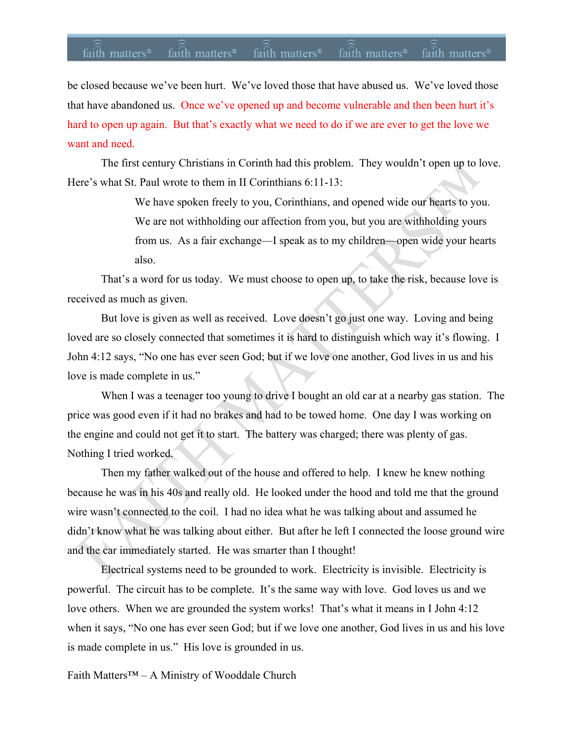be closed because we've been hurt. We've loved those that have abused us. We've loved those that have abandoned us. Once we've opened up and become vulnerable and then been hurt it's hard to open up again. But that's exactly what we need to do if we are ever to get the love we want and need.

The first century Christians in Corinth had this problem. They wouldn't open up to love. Here's what St. Paul wrote to them in II Corinthians 6:11-13:

> We have spoken freely to you, Corinthians, and opened wide our hearts to you. We are not withholding our affection from you, but you are withholding yours from us. As a fair exchange—I speak as to my children—open wide your hearts also.

That's a word for us today. We must choose to open up, to take the risk, because love is received as much as given.

But love is given as well as received. Love doesn't go just one way. Loving and being loved are so closely connected that sometimes it is hard to distinguish which way it's flowing. I John 4:12 says, "No one has ever seen God; but if we love one another, God lives in us and his love is made complete in us."

When I was a teenager too young to drive I bought an old car at a nearby gas station. The price was good even if it had no brakes and had to be towed home. One day I was working on the engine and could not get it to start. The battery was charged; there was plenty of gas. Nothing I tried worked.

Then my father walked out of the house and offered to help. I knew he knew nothing because he was in his 40s and really old. He looked under the hood and told me that the ground wire wasn't connected to the coil. I had no idea what he was talking about and assumed he didn't know what he was talking about either. But after he left I connected the loose ground wire and the car immediately started. He was smarter than I thought!

Electrical systems need to be grounded to work. Electricity is invisible. Electricity is powerful. The circuit has to be complete. It's the same way with love. God loves us and we love others. When we are grounded the system works! That's what it means in I John 4:12 when it says, "No one has ever seen God; but if we love one another, God lives in us and his love is made complete in us." His love is grounded in us.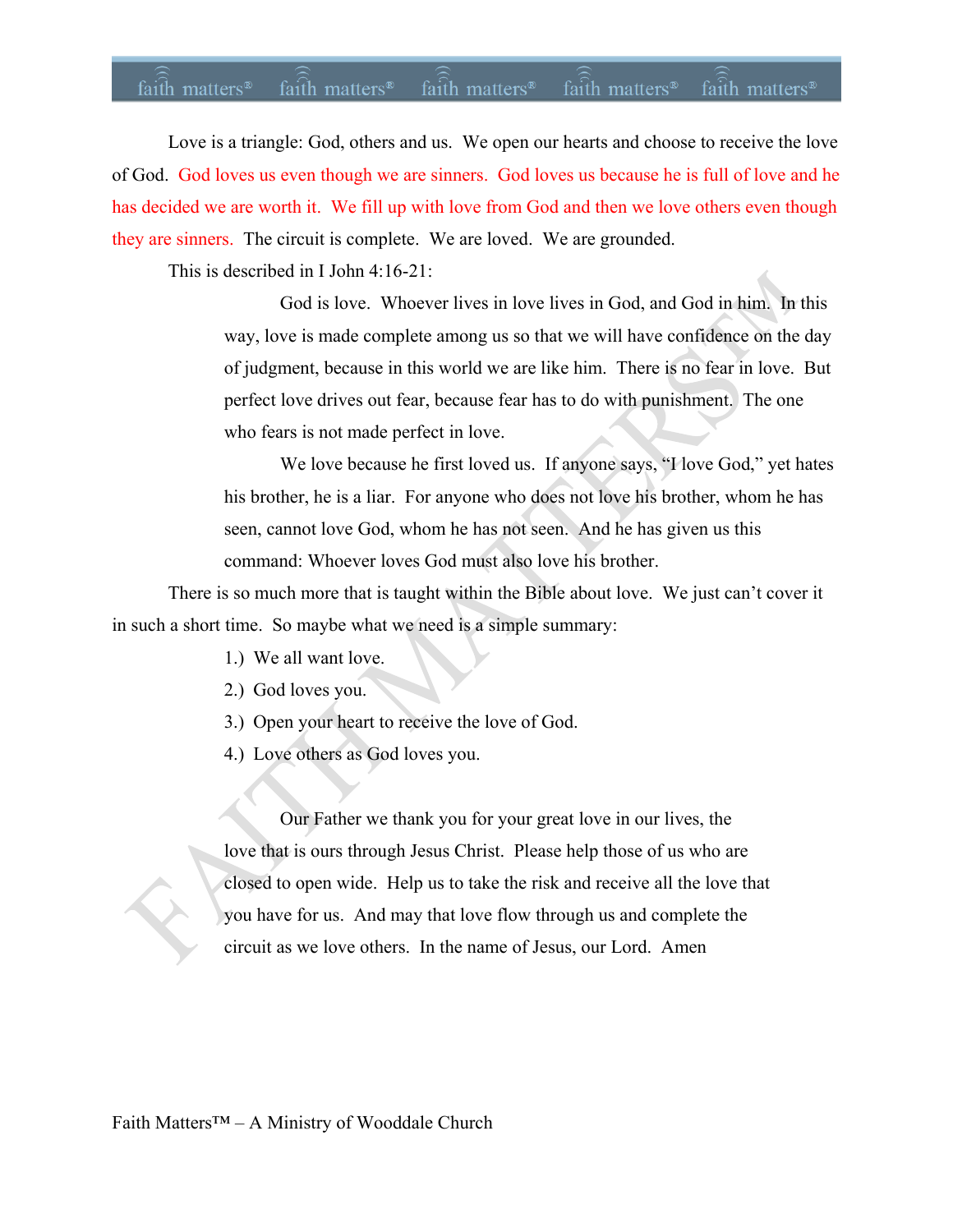Love is a triangle: God, others and us. We open our hearts and choose to receive the love of God. God loves us even though we are sinners. God loves us because he is full of love and he has decided we are worth it. We fill up with love from God and then we love others even though they are sinners. The circuit is complete. We are loved. We are grounded.

This is described in I John 4:16-21:

> God is love. Whoever lives in love lives in God, and God in him. In this way, love is made complete among us so that we will have confidence on the day of judgment, because in this world we are like him. There is no fear in love. But perfect love drives out fear, because fear has to do with punishment. The one who fears is not made perfect in love.
>
> We love because he first loved us. If anyone says, "I love God," yet hates his brother, he is a liar. For anyone who does not love his brother, whom he has seen, cannot love God, whom he has not seen. And he has given us this command: Whoever loves God must also love his brother.

There is so much more that is taught within the Bible about love. We just can't cover it in such a short time. So maybe what we need is a simple summary:

1.) We all want love.
2.) God loves you.
3.) Open your heart to receive the love of God.
4.) Love others as God loves you.

> Our Father we thank you for your great love in our lives, the love that is ours through Jesus Christ. Please help those of us who are closed to open wide. Help us to take the risk and receive all the love that you have for us. And may that love flow through us and complete the circuit as we love others. In the name of Jesus, our Lord. Amen